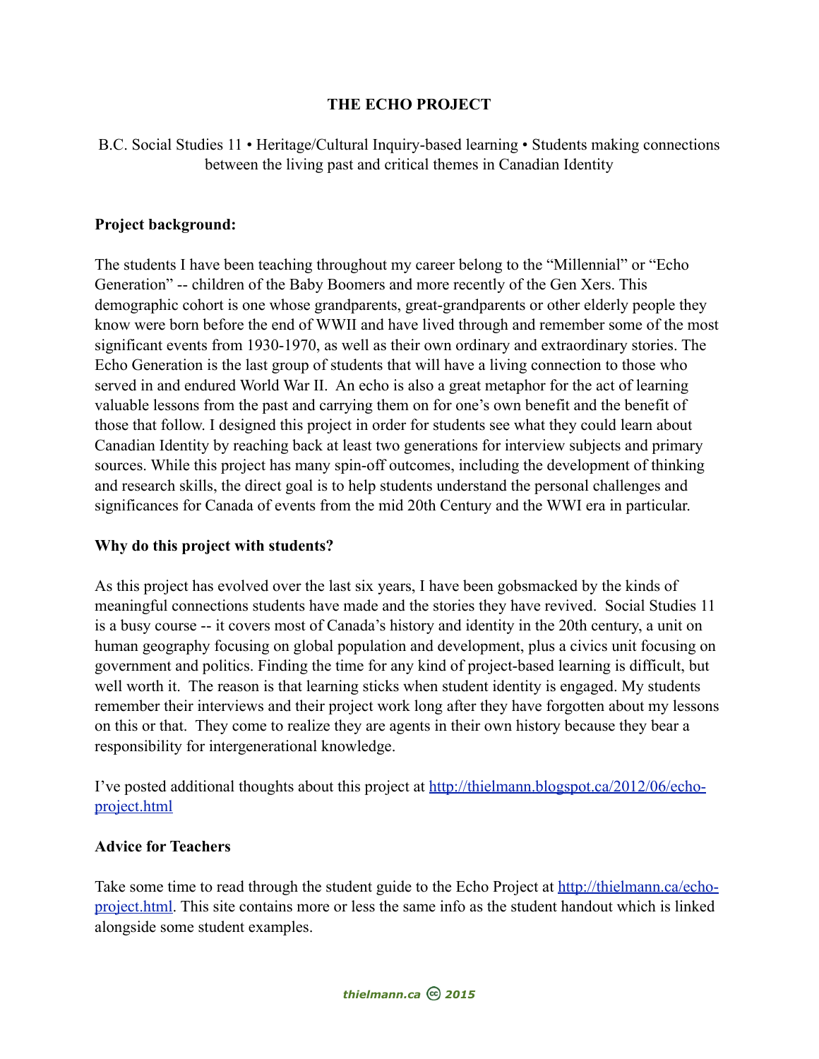# THE ECHO PROJECT

B.C. Social Studies 11 • Heritage/Cultural Inquiry-based learning • Students making connections between the living past and critical themes in Canadian Identity

**Project background:**

The students I have been teaching throughout my career belong to the "Millennial" or "Echo Generation" -- children of the Baby Boomers and more recently of the Gen Xers. This demographic cohort is one whose grandparents, great-grandparents or other elderly people they know were born before the end of WWII and have lived through and remember some of the most significant events from 1930-1970, as well as their own ordinary and extraordinary stories. The Echo Generation is the last group of students that will have a living connection to those who served in and endured World War II. An echo is also a great metaphor for the act of learning valuable lessons from the past and carrying them on for one's own benefit and the benefit of those that follow. I designed this project in order for students see what they could learn about Canadian Identity by reaching back at least two generations for interview subjects and primary sources. While this project has many spin-off outcomes, including the development of thinking and research skills, the direct goal is to help students understand the personal challenges and significances for Canada of events from the mid 20th Century and the WWI era in particular.

**Why do this project with students?**

As this project has evolved over the last six years, I have been gobsmacked by the kinds of meaningful connections students have made and the stories they have revived. Social Studies 11 is a busy course -- it covers most of Canada's history and identity in the 20th century, a unit on human geography focusing on global population and development, plus a civics unit focusing on government and politics. Finding the time for any kind of project-based learning is difficult, but well worth it. The reason is that learning sticks when student identity is engaged. My students remember their interviews and their project work long after they have forgotten about my lessons on this or that. They come to realize they are agents in their own history because they bear a responsibility for intergenerational knowledge.

I've posted additional thoughts about this project at [http://thielmann.blogspot.ca/2012/06/echo-project.html](http://thielmann.blogspot.ca/2012/06/echo-project.html)

**Advice for Teachers**

Take some time to read through the student guide to the Echo Project at [http://thielmann.ca/echo-project.html](http://thielmann.ca/echo-project.html). This site contains more or less the same info as the student handout which is linked alongside some student examples.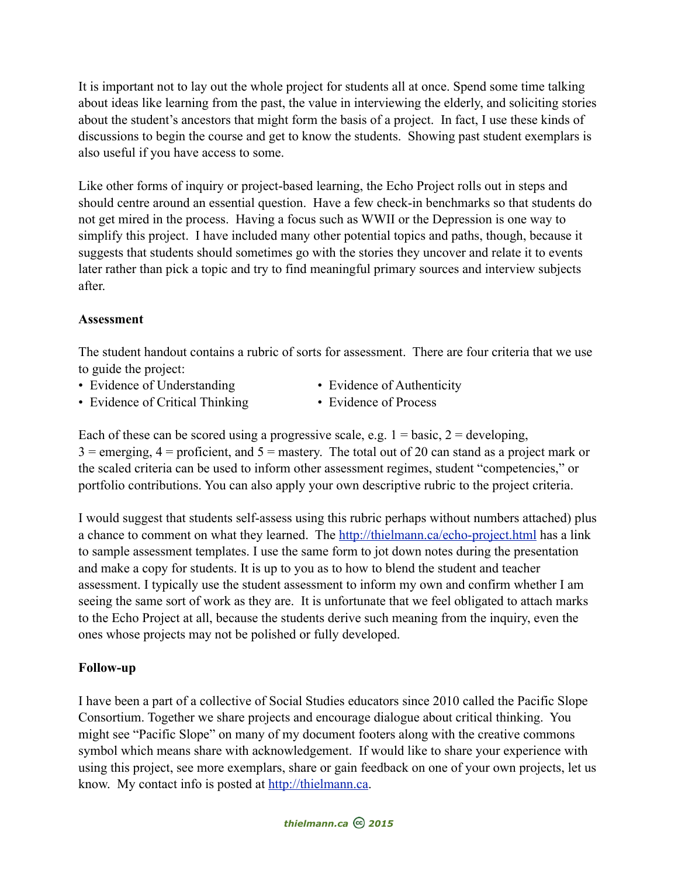It is important not to lay out the whole project for students all at once. Spend some time talking about ideas like learning from the past, the value in interviewing the elderly, and soliciting stories about the student's ancestors that might form the basis of a project. In fact, I use these kinds of discussions to begin the course and get to know the students. Showing past student exemplars is also useful if you have access to some.

Like other forms of inquiry or project-based learning, the Echo Project rolls out in steps and should centre around an essential question. Have a few check-in benchmarks so that students do not get mired in the process. Having a focus such as WWII or the Depression is one way to simplify this project. I have included many other potential topics and paths, though, because it suggests that students should sometimes go with the stories they uncover and relate it to events later rather than pick a topic and try to find meaningful primary sources and interview subjects after.

**Assessment**

The student handout contains a rubric of sorts for assessment. There are four criteria that we use to guide the project:

- Evidence of Understanding
- Evidence of Critical Thinking
- Evidence of Authenticity
- Evidence of Process

Each of these can be scored using a progressive scale, e.g. 1 = basic, 2 = developing, 3 = emerging, 4 = proficient, and 5 = mastery. The total out of 20 can stand as a project mark or the scaled criteria can be used to inform other assessment regimes, student "competencies," or portfolio contributions. You can also apply your own descriptive rubric to the project criteria.

I would suggest that students self-assess using this rubric perhaps without numbers attached) plus a chance to comment on what they learned. The http://thielmann.ca/echo-project.html has a link to sample assessment templates. I use the same form to jot down notes during the presentation and make a copy for students. It is up to you as to how to blend the student and teacher assessment. I typically use the student assessment to inform my own and confirm whether I am seeing the same sort of work as they are. It is unfortunate that we feel obligated to attach marks to the Echo Project at all, because the students derive such meaning from the inquiry, even the ones whose projects may not be polished or fully developed.

**Follow-up**

I have been a part of a collective of Social Studies educators since 2010 called the Pacific Slope Consortium. Together we share projects and encourage dialogue about critical thinking. You might see "Pacific Slope" on many of my document footers along with the creative commons symbol which means share with acknowledgement. If would like to share your experience with using this project, see more exemplars, share or gain feedback on one of your own projects, let us know. My contact info is posted at http://thielmann.ca.